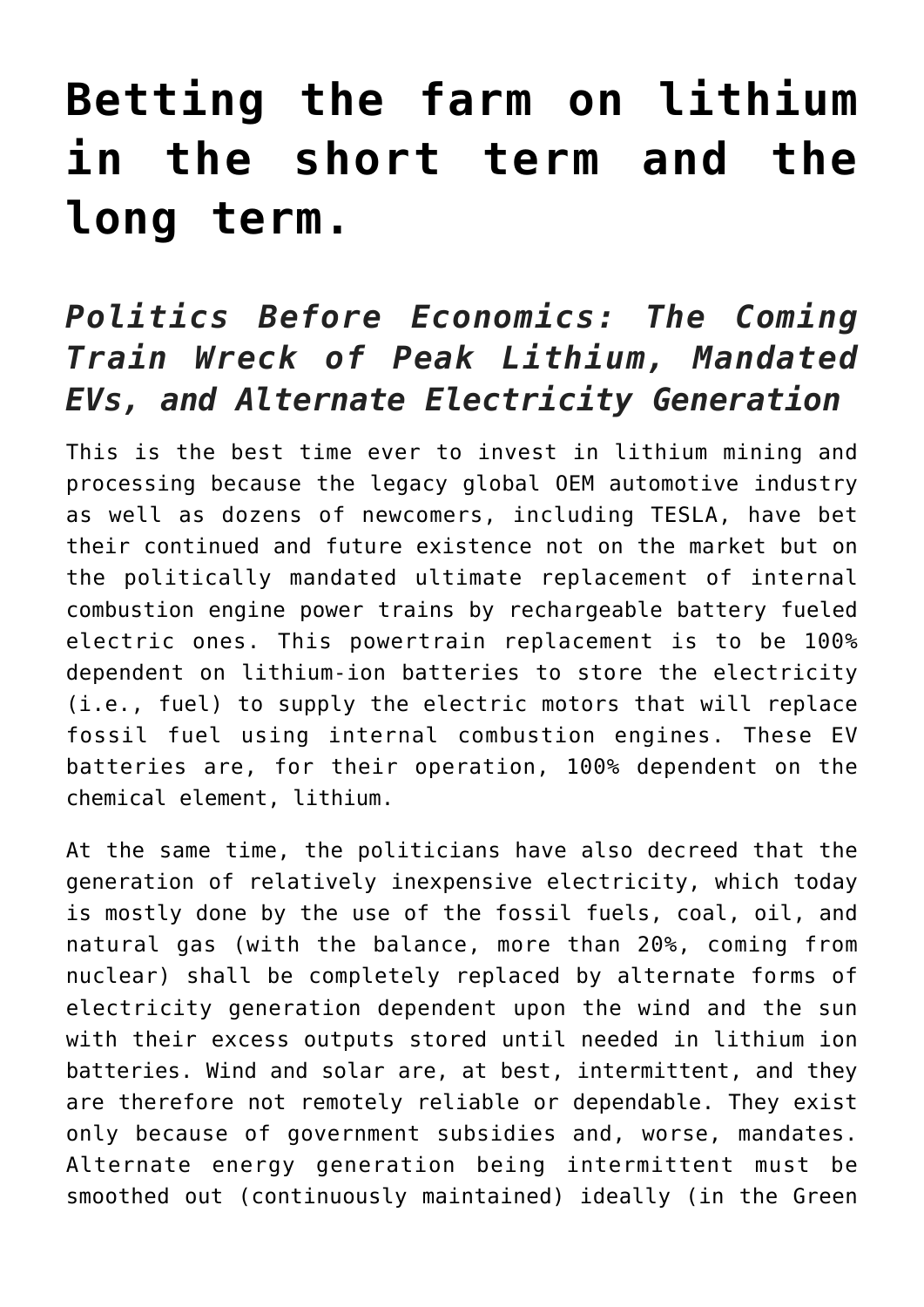# Betting the farm on lithium in the short term and the long term.

## *Politics Before Economics: The Coming Train Wreck of Peak Lithium, Mandated EVs, and Alternate Electricity Generation*

This is the best time ever to invest in lithium mining and processing because the legacy global OEM automotive industry as well as dozens of newcomers, including TESLA, have bet their continued and future existence not on the market but on the politically mandated ultimate replacement of internal combustion engine power trains by rechargeable battery fueled electric ones. This powertrain replacement is to be 100% dependent on lithium-ion batteries to store the electricity (i.e., fuel) to supply the electric motors that will replace fossil fuel using internal combustion engines. These EV batteries are, for their operation, 100% dependent on the chemical element, lithium.

At the same time, the politicians have also decreed that the generation of relatively inexpensive electricity, which today is mostly done by the use of the fossil fuels, coal, oil, and natural gas (with the balance, more than 20%, coming from nuclear) shall be completely replaced by alternate forms of electricity generation dependent upon the wind and the sun with their excess outputs stored until needed in lithium ion batteries. Wind and solar are, at best, intermittent, and they are therefore not remotely reliable or dependable. They exist only because of government subsidies and, worse, mandates. Alternate energy generation being intermittent must be smoothed out (continuously maintained) ideally (in the Green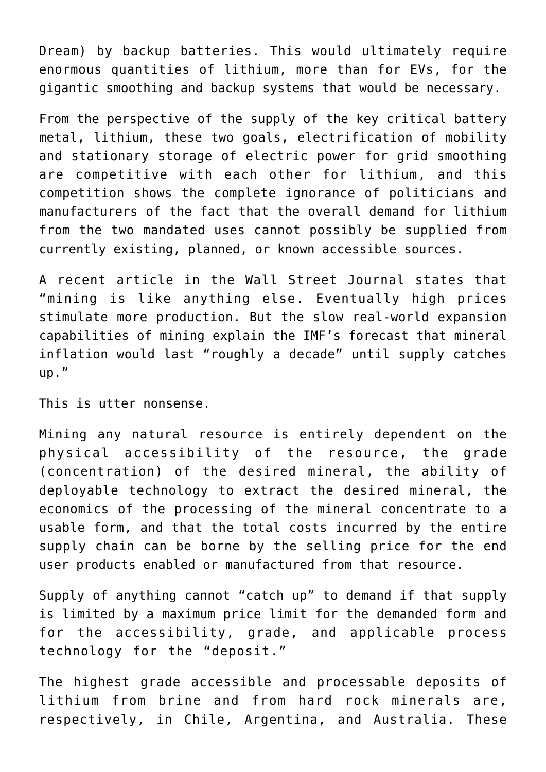Dream) by backup batteries. This would ultimately require enormous quantities of lithium, more than for EVs, for the gigantic smoothing and backup systems that would be necessary.

From the perspective of the supply of the key critical battery metal, lithium, these two goals, electrification of mobility and stationary storage of electric power for grid smoothing are competitive with each other for lithium, and this competition shows the complete ignorance of politicians and manufacturers of the fact that the overall demand for lithium from the two mandated uses cannot possibly be supplied from currently existing, planned, or known accessible sources.

A recent article in the Wall Street Journal states that "mining is like anything else. Eventually high prices stimulate more production. But the slow real-world expansion capabilities of mining explain the IMF's forecast that mineral inflation would last "roughly a decade" until supply catches up."

This is utter nonsense.

Mining any natural resource is entirely dependent on the physical accessibility of the resource, the grade (concentration) of the desired mineral, the ability of deployable technology to extract the desired mineral, the economics of the processing of the mineral concentrate to a usable form, and that the total costs incurred by the entire supply chain can be borne by the selling price for the end user products enabled or manufactured from that resource.

Supply of anything cannot "catch up" to demand if that supply is limited by a maximum price limit for the demanded form and for the accessibility, grade, and applicable process technology for the "deposit."

The highest grade accessible and processable deposits of lithium from brine and from hard rock minerals are, respectively, in Chile, Argentina, and Australia. These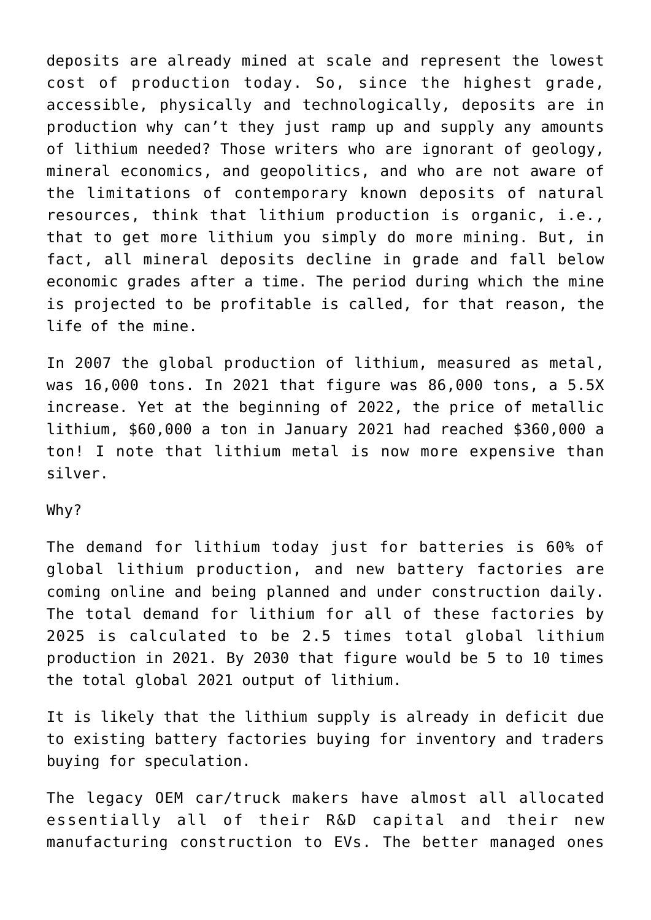deposits are already mined at scale and represent the lowest cost of production today. So, since the highest grade, accessible, physically and technologically, deposits are in production why can't they just ramp up and supply any amounts of lithium needed? Those writers who are ignorant of geology, mineral economics, and geopolitics, and who are not aware of the limitations of contemporary known deposits of natural resources, think that lithium production is organic, i.e., that to get more lithium you simply do more mining. But, in fact, all mineral deposits decline in grade and fall below economic grades after a time. The period during which the mine is projected to be profitable is called, for that reason, the life of the mine.

In 2007 the global production of lithium, measured as metal, was 16,000 tons. In 2021 that figure was 86,000 tons, a 5.5X increase. Yet at the beginning of 2022, the price of metallic lithium, $60,000 a ton in January 2021 had reached $360,000 a ton! I note that lithium metal is now more expensive than silver.

Why?

The demand for lithium today just for batteries is 60% of global lithium production, and new battery factories are coming online and being planned and under construction daily. The total demand for lithium for all of these factories by 2025 is calculated to be 2.5 times total global lithium production in 2021. By 2030 that figure would be 5 to 10 times the total global 2021 output of lithium.

It is likely that the lithium supply is already in deficit due to existing battery factories buying for inventory and traders buying for speculation.

The legacy OEM car/truck makers have almost all allocated essentially all of their R&D capital and their new manufacturing construction to EVs. The better managed ones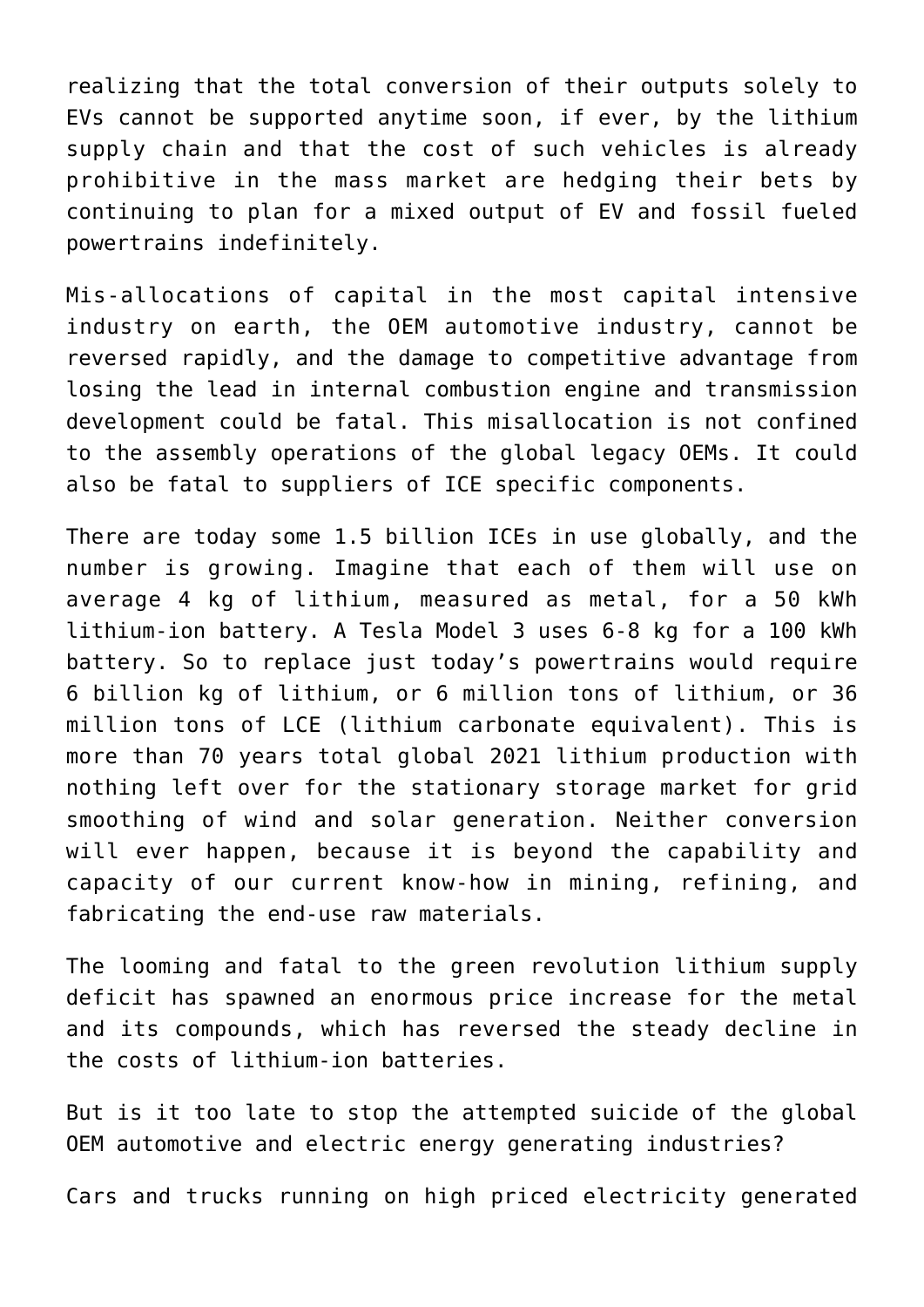realizing that the total conversion of their outputs solely to EVs cannot be supported anytime soon, if ever, by the lithium supply chain and that the cost of such vehicles is already prohibitive in the mass market are hedging their bets by continuing to plan for a mixed output of EV and fossil fueled powertrains indefinitely.

Mis-allocations of capital in the most capital intensive industry on earth, the OEM automotive industry, cannot be reversed rapidly, and the damage to competitive advantage from losing the lead in internal combustion engine and transmission development could be fatal. This misallocation is not confined to the assembly operations of the global legacy OEMs. It could also be fatal to suppliers of ICE specific components.

There are today some 1.5 billion ICEs in use globally, and the number is growing. Imagine that each of them will use on average 4 kg of lithium, measured as metal, for a 50 kWh lithium-ion battery. A Tesla Model 3 uses 6-8 kg for a 100 kWh battery. So to replace just today's powertrains would require 6 billion kg of lithium, or 6 million tons of lithium, or 36 million tons of LCE (lithium carbonate equivalent). This is more than 70 years total global 2021 lithium production with nothing left over for the stationary storage market for grid smoothing of wind and solar generation. Neither conversion will ever happen, because it is beyond the capability and capacity of our current know-how in mining, refining, and fabricating the end-use raw materials.

The looming and fatal to the green revolution lithium supply deficit has spawned an enormous price increase for the metal and its compounds, which has reversed the steady decline in the costs of lithium-ion batteries.

But is it too late to stop the attempted suicide of the global OEM automotive and electric energy generating industries?

Cars and trucks running on high priced electricity generated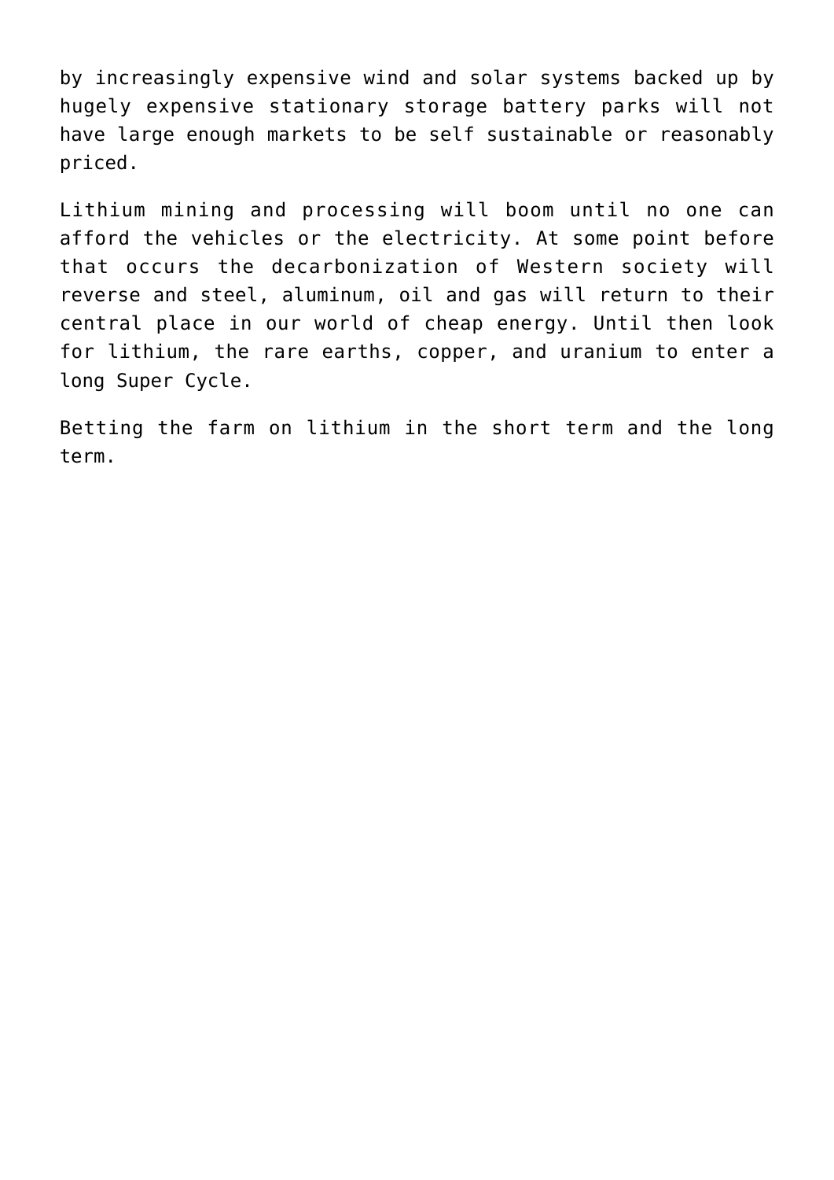by increasingly expensive wind and solar systems backed up by hugely expensive stationary storage battery parks will not have large enough markets to be self sustainable or reasonably priced.

Lithium mining and processing will boom until no one can afford the vehicles or the electricity. At some point before that occurs the decarbonization of Western society will reverse and steel, aluminum, oil and gas will return to their central place in our world of cheap energy. Until then look for lithium, the rare earths, copper, and uranium to enter a long Super Cycle.

Betting the farm on lithium in the short term and the long term.